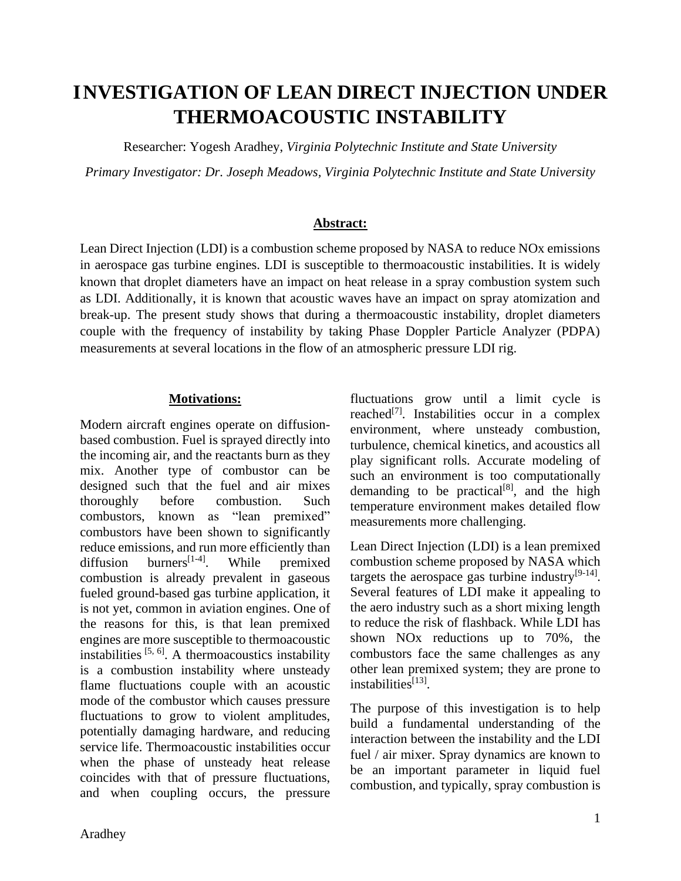# INVESTIGATION OF LEAN DIRECT INJECTION UNDER THERMOACOUSTIC INSTABILITY

Researcher: Yogesh Aradhey, *Virginia Polytechnic Institute and State University*

*Primary Investigator: Dr. Joseph Meadows, Virginia Polytechnic Institute and State University*

## Abstract:

Lean Direct Injection (LDI) is a combustion scheme proposed by NASA to reduce NOx emissions in aerospace gas turbine engines. LDI is susceptible to thermoacoustic instabilities. It is widely known that droplet diameters have an impact on heat release in a spray combustion system such as LDI. Additionally, it is known that acoustic waves have an impact on spray atomization and break-up. The present study shows that during a thermoacoustic instability, droplet diameters couple with the frequency of instability by taking Phase Doppler Particle Analyzer (PDPA) measurements at several locations in the flow of an atmospheric pressure LDI rig.

## Motivations:

Modern aircraft engines operate on diffusion-based combustion. Fuel is sprayed directly into the incoming air, and the reactants burn as they mix. Another type of combustor can be designed such that the fuel and air mixes thoroughly before combustion. Such combustors, known as "lean premixed" combustors have been shown to significantly reduce emissions, and run more efficiently than diffusion burners[1-4]. While premixed combustion is already prevalent in gaseous fueled ground-based gas turbine application, it is not yet, common in aviation engines. One of the reasons for this, is that lean premixed engines are more susceptible to thermoacoustic instabilities [5, 6]. A thermoacoustics instability is a combustion instability where unsteady flame fluctuations couple with an acoustic mode of the combustor which causes pressure fluctuations to grow to violent amplitudes, potentially damaging hardware, and reducing service life. Thermoacoustic instabilities occur when the phase of unsteady heat release coincides with that of pressure fluctuations, and when coupling occurs, the pressure fluctuations grow until a limit cycle is reached[7]. Instabilities occur in a complex environment, where unsteady combustion, turbulence, chemical kinetics, and acoustics all play significant rolls. Accurate modeling of such an environment is too computationally demanding to be practical[8], and the high temperature environment makes detailed flow measurements more challenging.

Lean Direct Injection (LDI) is a lean premixed combustion scheme proposed by NASA which targets the aerospace gas turbine industry[9-14]. Several features of LDI make it appealing to the aero industry such as a short mixing length to reduce the risk of flashback. While LDI has shown NOx reductions up to 70%, the combustors face the same challenges as any other lean premixed system; they are prone to instabilities[13].

The purpose of this investigation is to help build a fundamental understanding of the interaction between the instability and the LDI fuel / air mixer. Spray dynamics are known to be an important parameter in liquid fuel combustion, and typically, spray combustion is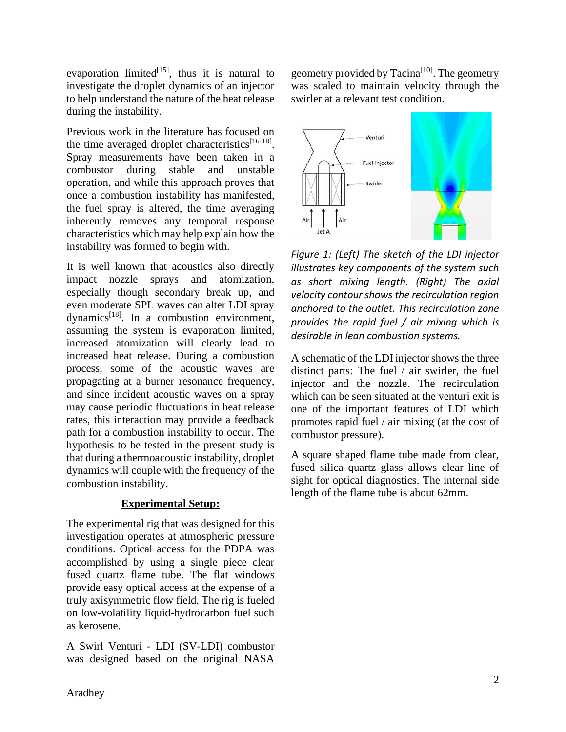evaporation limited[15], thus it is natural to investigate the droplet dynamics of an injector to help understand the nature of the heat release during the instability.

Previous work in the literature has focused on the time averaged droplet characteristics[16-18]. Spray measurements have been taken in a combustor during stable and unstable operation, and while this approach proves that once a combustion instability has manifested, the fuel spray is altered, the time averaging inherently removes any temporal response characteristics which may help explain how the instability was formed to begin with.

It is well known that acoustics also directly impact nozzle sprays and atomization, especially though secondary break up, and even moderate SPL waves can alter LDI spray dynamics[18]. In a combustion environment, assuming the system is evaporation limited, increased atomization will clearly lead to increased heat release. During a combustion process, some of the acoustic waves are propagating at a burner resonance frequency, and since incident acoustic waves on a spray may cause periodic fluctuations in heat release rates, this interaction may provide a feedback path for a combustion instability to occur. The hypothesis to be tested in the present study is that during a thermoacoustic instability, droplet dynamics will couple with the frequency of the combustion instability.

## Experimental Setup:

The experimental rig that was designed for this investigation operates at atmospheric pressure conditions. Optical access for the PDPA was accomplished by using a single piece clear fused quartz flame tube. The flat windows provide easy optical access at the expense of a truly axisymmetric flow field. The rig is fueled on low-volatility liquid-hydrocarbon fuel such as kerosene.

A Swirl Venturi - LDI (SV-LDI) combustor was designed based on the original NASA geometry provided by Tacina[10]. The geometry was scaled to maintain velocity through the swirler at a relevant test condition.

*Figure 1: (Left) The sketch of the LDI injector illustrates key components of the system such as short mixing length. (Right) The axial velocity contour shows the recirculation region anchored to the outlet. This recirculation zone provides the rapid fuel / air mixing which is desirable in lean combustion systems.*

A schematic of the LDI injector shows the three distinct parts: The fuel / air swirler, the fuel injector and the nozzle. The recirculation which can be seen situated at the venturi exit is one of the important features of LDI which promotes rapid fuel / air mixing (at the cost of combustor pressure).

A square shaped flame tube made from clear, fused silica quartz glass allows clear line of sight for optical diagnostics. The internal side length of the flame tube is about 62mm.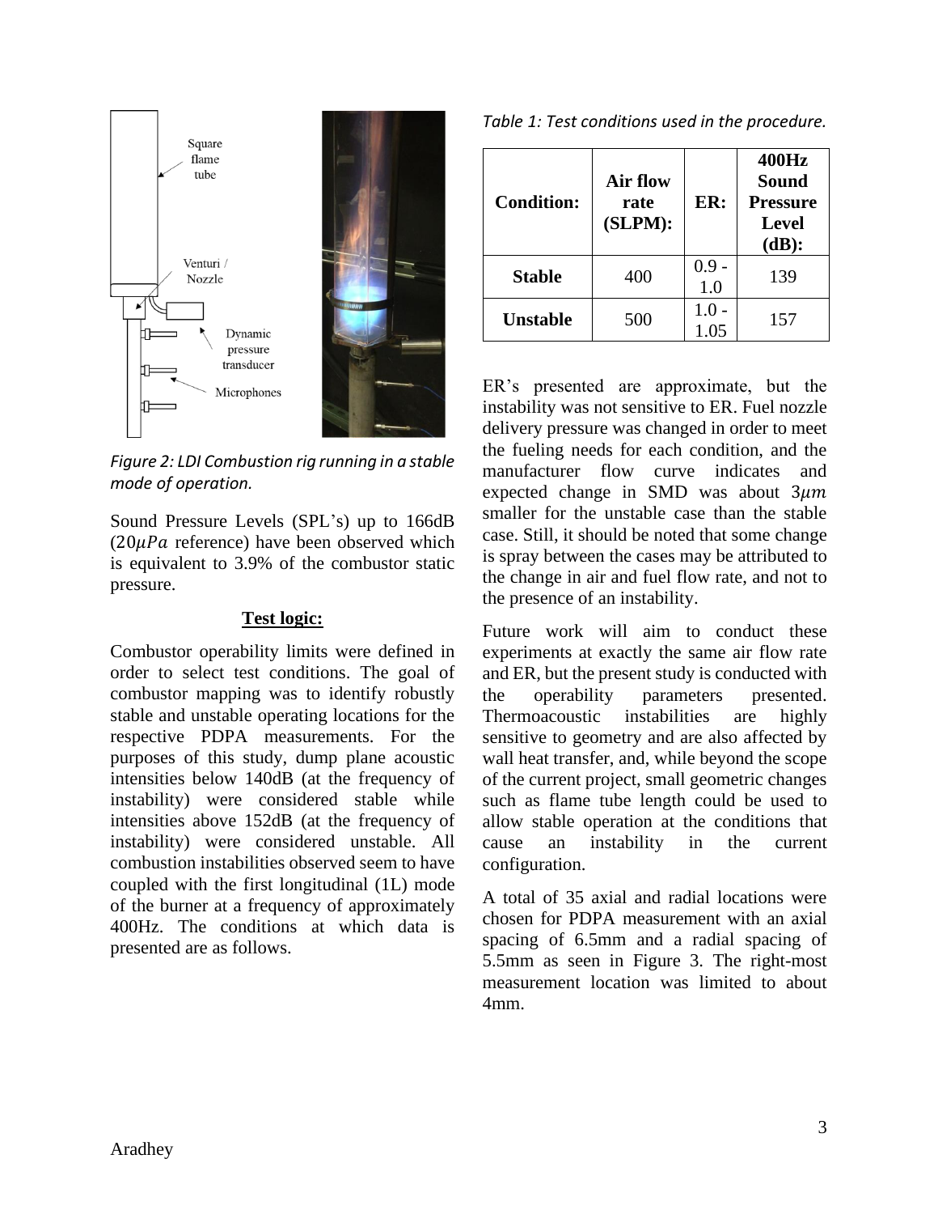Square flame tube

Venturi / Nozzle

Dynamic pressure transducer

Microphones

*Figure 2: LDI Combustion rig running in a stable mode of operation.*

Sound Pressure Levels (SPL's) up to 166dB ($20\mu Pa$ reference) have been observed which is equivalent to 3.9% of the combustor static pressure.

**Test logic:**

Combustor operability limits were defined in order to select test conditions. The goal of combustor mapping was to identify robustly stable and unstable operating locations for the respective PDPA measurements. For the purposes of this study, dump plane acoustic intensities below 140dB (at the frequency of instability) were considered stable while intensities above 152dB (at the frequency of instability) were considered unstable. All combustion instabilities observed seem to have coupled with the first longitudinal (1L) mode of the burner at a frequency of approximately 400Hz. The conditions at which data is presented are as follows.

*Table 1: Test conditions used in the procedure.*

| Condition: | Air flow rate (SLPM): | ER: | 400Hz Sound Pressure Level (dB): |
|---|---|---|---|
| **Stable** | 400 | 0.9 - 1.0 | 139 |
| **Unstable** | 500 | 1.0 - 1.05 | 157 |

ER's presented are approximate, but the instability was not sensitive to ER. Fuel nozzle delivery pressure was changed in order to meet the fueling needs for each condition, and the manufacturer flow curve indicates and expected change in SMD was about $3\mu m$ smaller for the unstable case than the stable case. Still, it should be noted that some change is spray between the cases may be attributed to the change in air and fuel flow rate, and not to the presence of an instability.

Future work will aim to conduct these experiments at exactly the same air flow rate and ER, but the present study is conducted with the operability parameters presented. Thermoacoustic instabilities are highly sensitive to geometry and are also affected by wall heat transfer, and, while beyond the scope of the current project, small geometric changes such as flame tube length could be used to allow stable operation at the conditions that cause an instability in the current configuration.

A total of 35 axial and radial locations were chosen for PDPA measurement with an axial spacing of 6.5mm and a radial spacing of 5.5mm as seen in Figure 3. The right-most measurement location was limited to about 4mm.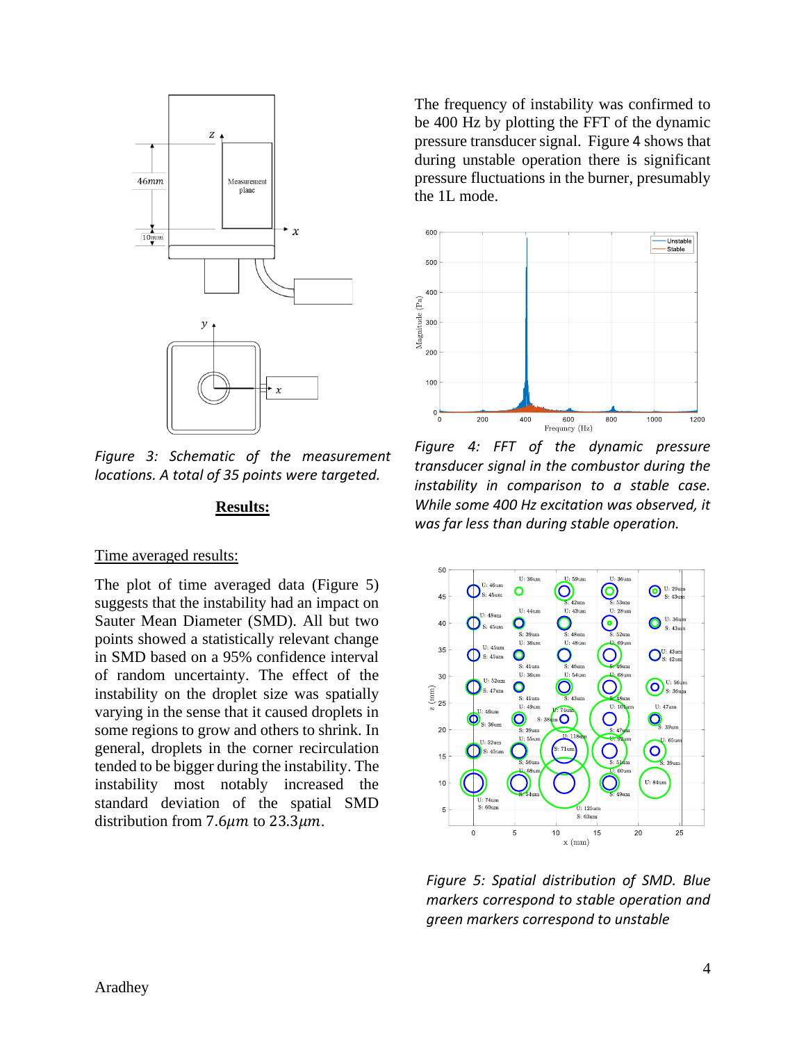Figure 3: *Schematic of the measurement locations. A total of 35 points were targeted.*

## Results:

### Time averaged results:

The plot of time averaged data (Figure 5) suggests that the instability had an impact on Sauter Mean Diameter (SMD). All but two points showed a statistically relevant change in SMD based on a 95% confidence interval of random uncertainty. The effect of the instability on the droplet size was spatially varying in the sense that it caused droplets in some regions to grow and others to shrink. In general, droplets in the corner recirculation tended to be bigger during the instability. The instability most notably increased the standard deviation of the spatial SMD distribution from $7.6\mu m$ to $23.3\mu m$.

The frequency of instability was confirmed to be 400 Hz by plotting the FFT of the dynamic pressure transducer signal. Figure 4 shows that during unstable operation there is significant pressure fluctuations in the burner, presumably the 1L mode.

*Figure 4: FFT of the dynamic pressure transducer signal in the combustor during the instability in comparison to a stable case. While some 400 Hz excitation was observed, it was far less than during stable operation.*

*Figure 5: Spatial distribution of SMD. Blue markers correspond to stable operation and green markers correspond to unstable*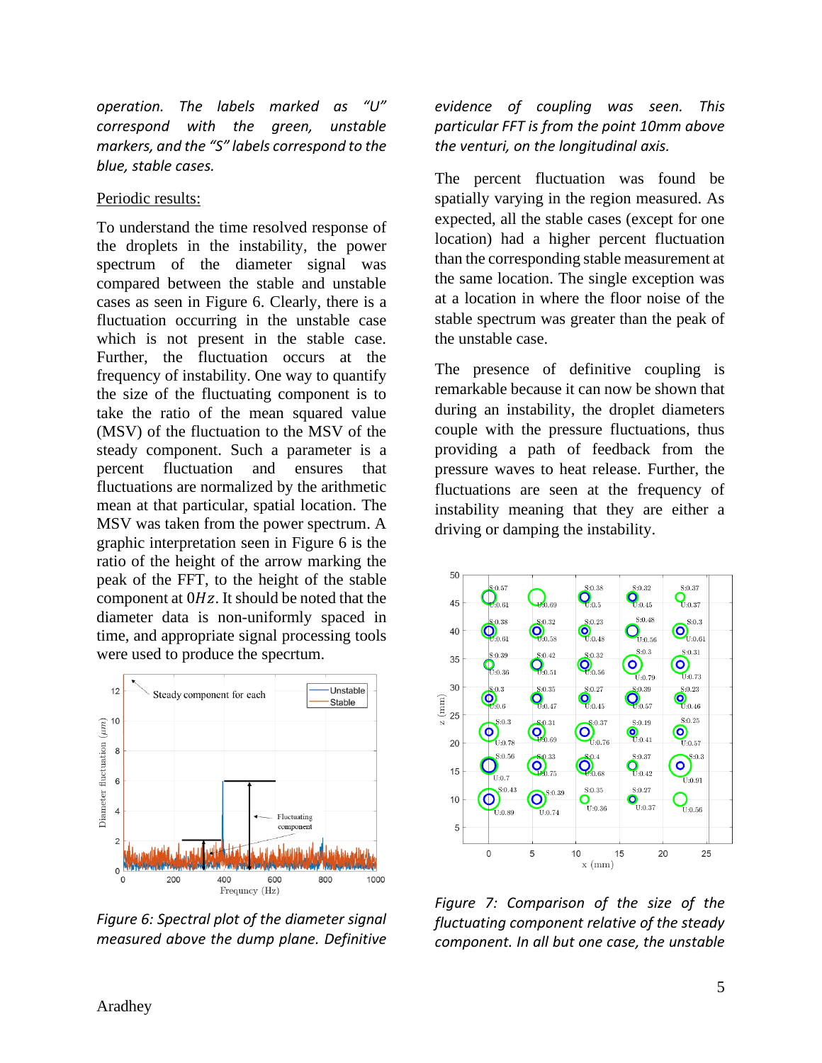*operation. The labels marked as "U" correspond with the green, unstable markers, and the "S" labels correspond to the blue, stable cases.*

Periodic results:

To understand the time resolved response of the droplets in the instability, the power spectrum of the diameter signal was compared between the stable and unstable cases as seen in Figure 6. Clearly, there is a fluctuation occurring in the unstable case which is not present in the stable case. Further, the fluctuation occurs at the frequency of instability. One way to quantify the size of the fluctuating component is to take the ratio of the mean squared value (MSV) of the fluctuation to the MSV of the steady component. Such a parameter is a percent fluctuation and ensures that fluctuations are normalized by the arithmetic mean at that particular, spatial location. The MSV was taken from the power spectrum. A graphic interpretation seen in Figure 6 is the ratio of the height of the arrow marking the peak of the FFT, to the height of the stable component at $0Hz$. It should be noted that the diameter data is non-uniformly spaced in time, and appropriate signal processing tools were used to produce the specrtum.

*Figure 6: Spectral plot of the diameter signal measured above the dump plane. Definitive evidence of coupling was seen. This particular FFT is from the point 10mm above the venturi, on the longitudinal axis.*

The percent fluctuation was found be spatially varying in the region measured. As expected, all the stable cases (except for one location) had a higher percent fluctuation than the corresponding stable measurement at the same location. The single exception was at a location in where the floor noise of the stable spectrum was greater than the peak of the unstable case.

The presence of definitive coupling is remarkable because it can now be shown that during an instability, the droplet diameters couple with the pressure fluctuations, thus providing a path of feedback from the pressure waves to heat release. Further, the fluctuations are seen at the frequency of instability meaning that they are either a driving or damping the instability.

*Figure 7: Comparison of the size of the fluctuating component relative of the steady component. In all but one case, the unstable*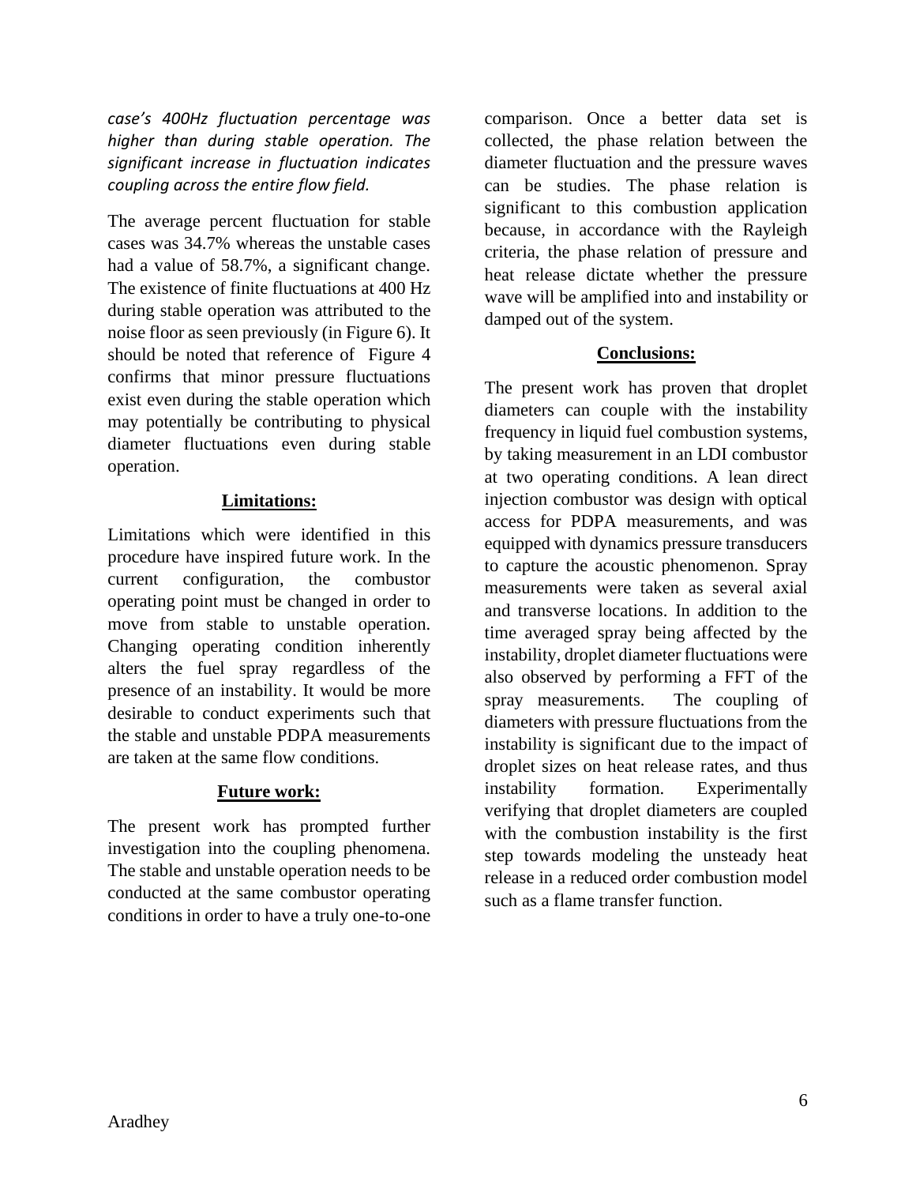*case's 400Hz fluctuation percentage was higher than during stable operation. The significant increase in fluctuation indicates coupling across the entire flow field.*

The average percent fluctuation for stable cases was 34.7% whereas the unstable cases had a value of 58.7%, a significant change. The existence of finite fluctuations at 400 Hz during stable operation was attributed to the noise floor as seen previously (in Figure 6). It should be noted that reference of Figure 4 confirms that minor pressure fluctuations exist even during the stable operation which may potentially be contributing to physical diameter fluctuations even during stable operation.

## Limitations:

Limitations which were identified in this procedure have inspired future work. In the current configuration, the combustor operating point must be changed in order to move from stable to unstable operation. Changing operating condition inherently alters the fuel spray regardless of the presence of an instability. It would be more desirable to conduct experiments such that the stable and unstable PDPA measurements are taken at the same flow conditions.

## Future work:

The present work has prompted further investigation into the coupling phenomena. The stable and unstable operation needs to be conducted at the same combustor operating conditions in order to have a truly one-to-one comparison. Once a better data set is collected, the phase relation between the diameter fluctuation and the pressure waves can be studies. The phase relation is significant to this combustion application because, in accordance with the Rayleigh criteria, the phase relation of pressure and heat release dictate whether the pressure wave will be amplified into and instability or damped out of the system.

## Conclusions:

The present work has proven that droplet diameters can couple with the instability frequency in liquid fuel combustion systems, by taking measurement in an LDI combustor at two operating conditions. A lean direct injection combustor was design with optical access for PDPA measurements, and was equipped with dynamics pressure transducers to capture the acoustic phenomenon. Spray measurements were taken as several axial and transverse locations. In addition to the time averaged spray being affected by the instability, droplet diameter fluctuations were also observed by performing a FFT of the spray measurements. The coupling of diameters with pressure fluctuations from the instability is significant due to the impact of droplet sizes on heat release rates, and thus instability formation. Experimentally verifying that droplet diameters are coupled with the combustion instability is the first step towards modeling the unsteady heat release in a reduced order combustion model such as a flame transfer function.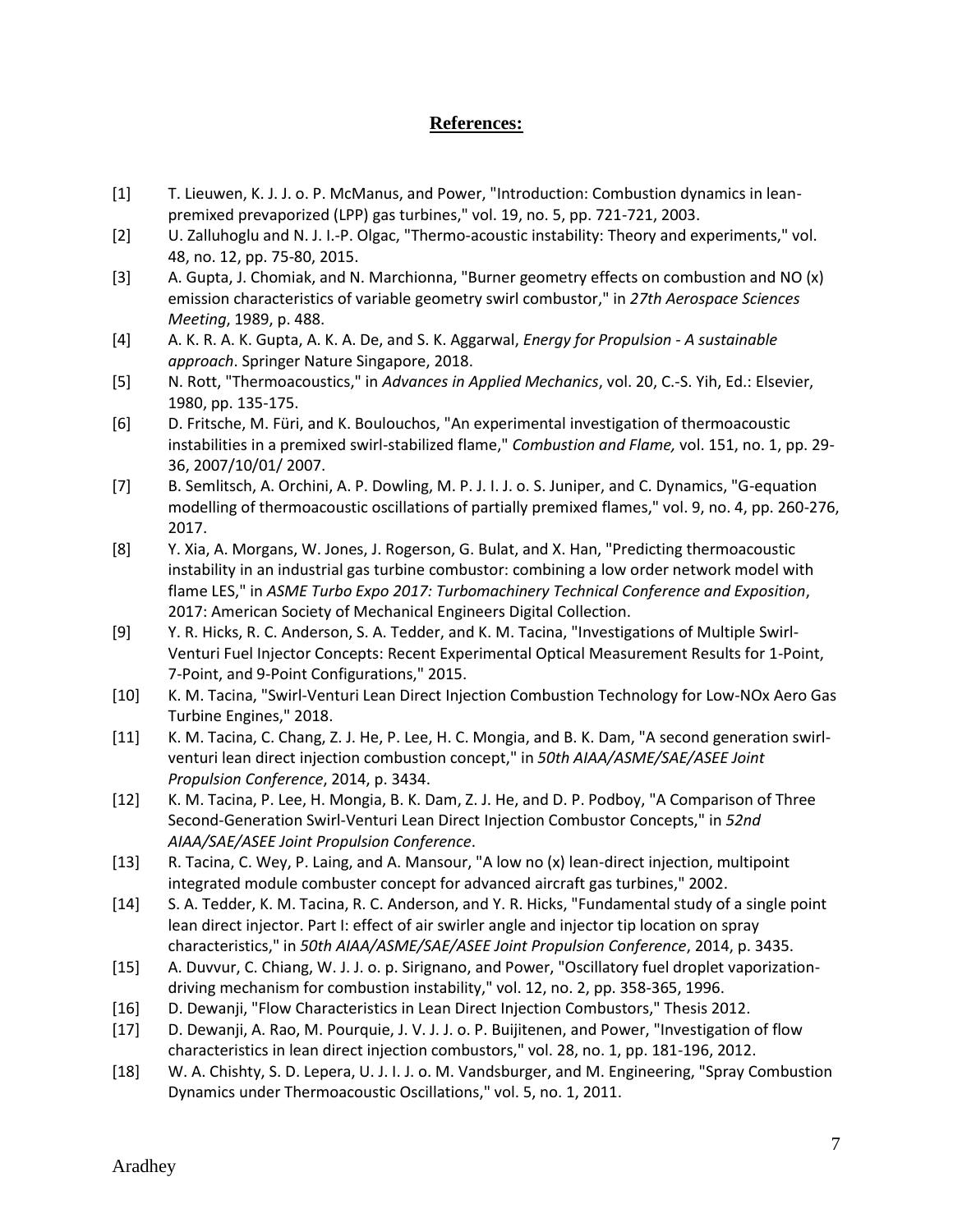## References:

[1] T. Lieuwen, K. J. J. o. P. McManus, and Power, "Introduction: Combustion dynamics in lean-premixed prevaporized (LPP) gas turbines," vol. 19, no. 5, pp. 721-721, 2003.

[2] U. Zalluhoglu and N. J. I.-P. Olgac, "Thermo-acoustic instability: Theory and experiments," vol. 48, no. 12, pp. 75-80, 2015.

[3] A. Gupta, J. Chomiak, and N. Marchionna, "Burner geometry effects on combustion and NO (x) emission characteristics of variable geometry swirl combustor," in *27th Aerospace Sciences Meeting*, 1989, p. 488.

[4] A. K. R. A. K. Gupta, A. K. A. De, and S. K. Aggarwal, *Energy for Propulsion - A sustainable approach*. Springer Nature Singapore, 2018.

[5] N. Rott, "Thermoacoustics," in *Advances in Applied Mechanics*, vol. 20, C.-S. Yih, Ed.: Elsevier, 1980, pp. 135-175.

[6] D. Fritsche, M. Füri, and K. Boulouchos, "An experimental investigation of thermoacoustic instabilities in a premixed swirl-stabilized flame," *Combustion and Flame,* vol. 151, no. 1, pp. 29-36, 2007/10/01/ 2007.

[7] B. Semlitsch, A. Orchini, A. P. Dowling, M. P. J. I. J. o. S. Juniper, and C. Dynamics, "G-equation modelling of thermoacoustic oscillations of partially premixed flames," vol. 9, no. 4, pp. 260-276, 2017.

[8] Y. Xia, A. Morgans, W. Jones, J. Rogerson, G. Bulat, and X. Han, "Predicting thermoacoustic instability in an industrial gas turbine combustor: combining a low order network model with flame LES," in *ASME Turbo Expo 2017: Turbomachinery Technical Conference and Exposition*, 2017: American Society of Mechanical Engineers Digital Collection.

[9] Y. R. Hicks, R. C. Anderson, S. A. Tedder, and K. M. Tacina, "Investigations of Multiple Swirl-Venturi Fuel Injector Concepts: Recent Experimental Optical Measurement Results for 1-Point, 7-Point, and 9-Point Configurations," 2015.

[10] K. M. Tacina, "Swirl-Venturi Lean Direct Injection Combustion Technology for Low-NOx Aero Gas Turbine Engines," 2018.

[11] K. M. Tacina, C. Chang, Z. J. He, P. Lee, H. C. Mongia, and B. K. Dam, "A second generation swirl-venturi lean direct injection combustion concept," in *50th AIAA/ASME/SAE/ASEE Joint Propulsion Conference*, 2014, p. 3434.

[12] K. M. Tacina, P. Lee, H. Mongia, B. K. Dam, Z. J. He, and D. P. Podboy, "A Comparison of Three Second-Generation Swirl-Venturi Lean Direct Injection Combustor Concepts," in *52nd AIAA/SAE/ASEE Joint Propulsion Conference*.

[13] R. Tacina, C. Wey, P. Laing, and A. Mansour, "A low no (x) lean-direct injection, multipoint integrated module combuster concept for advanced aircraft gas turbines," 2002.

[14] S. A. Tedder, K. M. Tacina, R. C. Anderson, and Y. R. Hicks, "Fundamental study of a single point lean direct injector. Part I: effect of air swirler angle and injector tip location on spray characteristics," in *50th AIAA/ASME/SAE/ASEE Joint Propulsion Conference*, 2014, p. 3435.

[15] A. Duvvur, C. Chiang, W. J. J. o. p. Sirignano, and Power, "Oscillatory fuel droplet vaporization-driving mechanism for combustion instability," vol. 12, no. 2, pp. 358-365, 1996.

[16] D. Dewanji, "Flow Characteristics in Lean Direct Injection Combustors," Thesis 2012.

[17] D. Dewanji, A. Rao, M. Pourquie, J. V. J. J. o. P. Buijitenen, and Power, "Investigation of flow characteristics in lean direct injection combustors," vol. 28, no. 1, pp. 181-196, 2012.

[18] W. A. Chishty, S. D. Lepera, U. J. I. J. o. M. Vandsburger, and M. Engineering, "Spray Combustion Dynamics under Thermoacoustic Oscillations," vol. 5, no. 1, 2011.